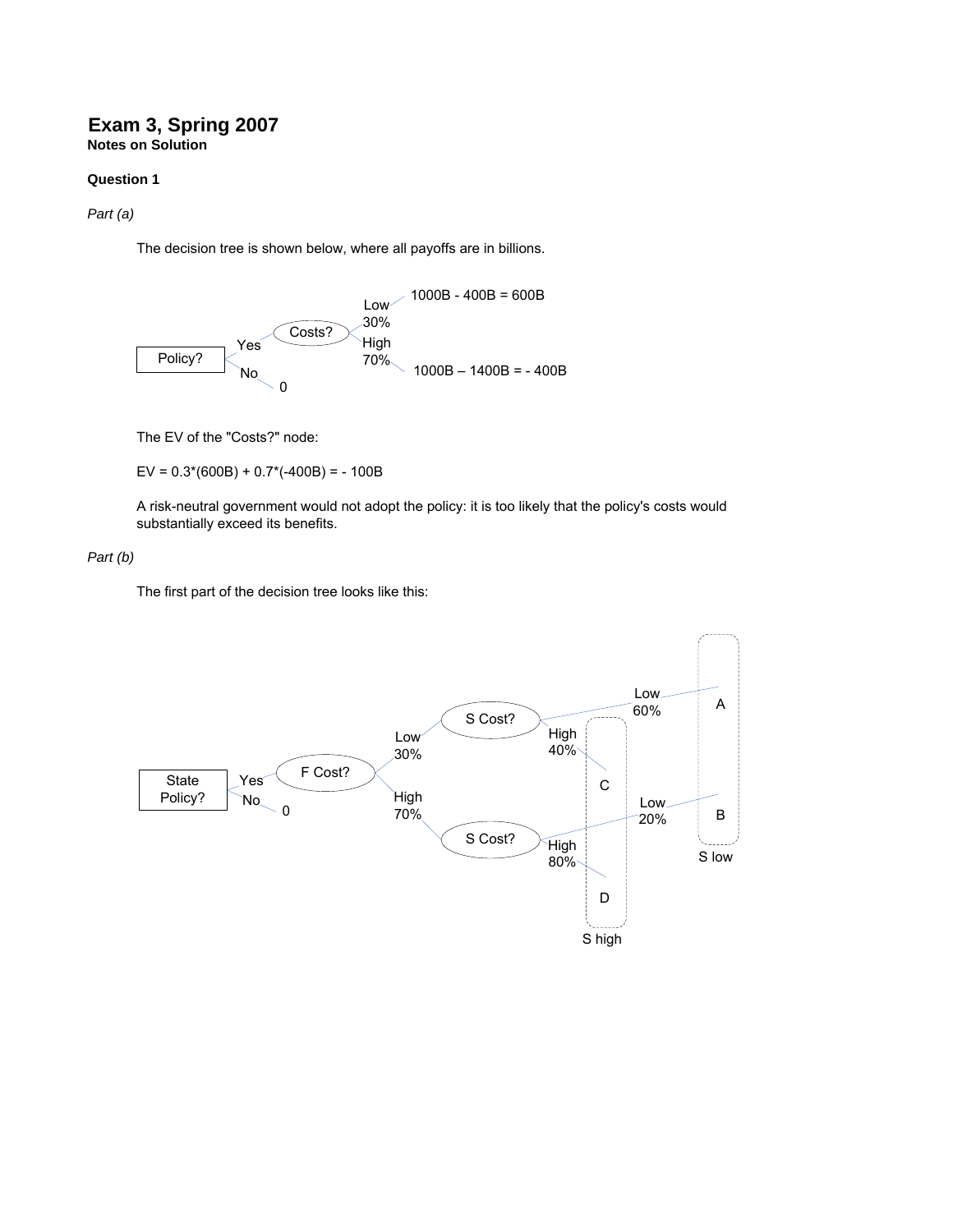# Exam 3, Spring 2007

**Notes on Solution**

**Question 1**

*Part (a)*

The decision tree is shown below, where all payoffs are in billions.

Policy?
- Yes → Costs?
  - Low 30% → 1000B - 400B = 600B
  - High 70% → 1000B – 1400B = - 400B
- No → 0

The EV of the "Costs?" node:

EV = 0.3*(600B) + 0.7*(-400B) = - 100B

A risk-neutral government would not adopt the policy: it is too likely that the policy's costs would substantially exceed its benefits.

*Part (b)*

The first part of the decision tree looks like this:

State Policy?
- Yes → F Cost?
  - Low 30% → S Cost?
    - Low 60% → A
    - High 40% → C
  - High 70% → S Cost?
    - Low 20% → B
    - High 80% → D
- No → 0

S low: A, B

S high: C, D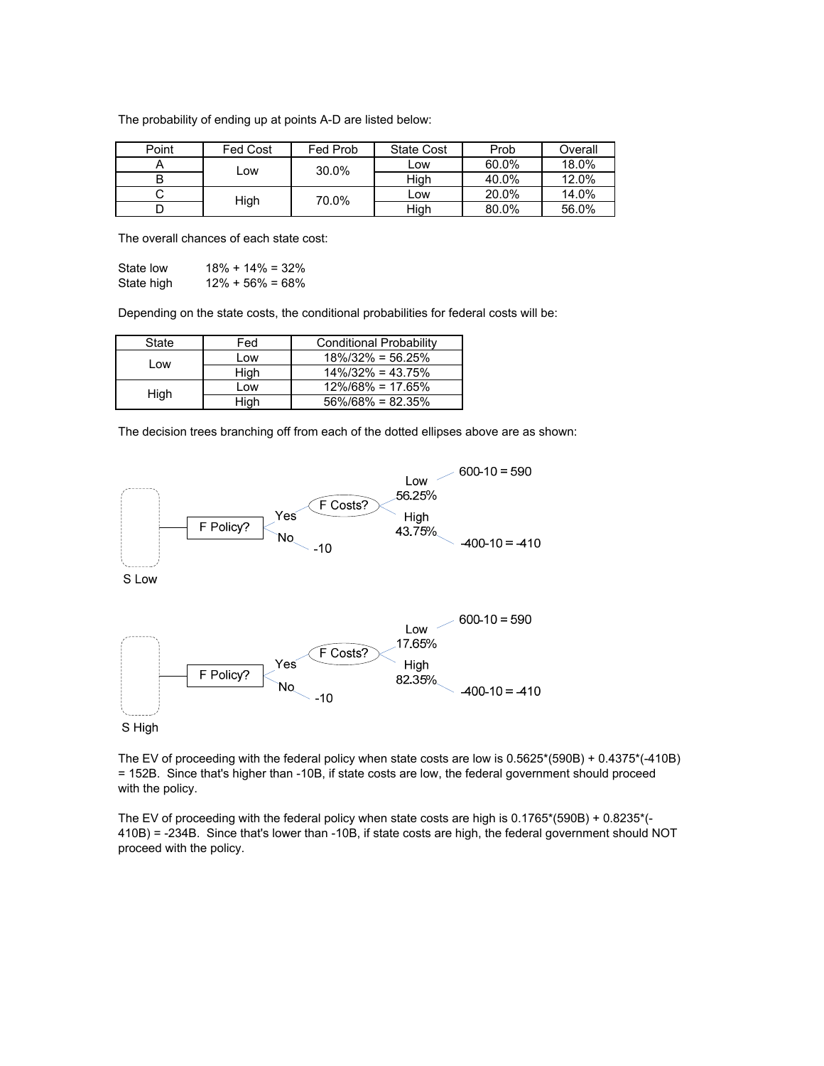The probability of ending up at points A-D are listed below:

| Point | Fed Cost | Fed Prob | State Cost | Prob | Overall |
|---|---|---|---|---|---|
| A | Low | 30.0% | Low | 60.0% | 18.0% |
| B | | | High | 40.0% | 12.0% |
| C | High | 70.0% | Low | 20.0% | 14.0% |
| D | | | High | 80.0% | 56.0% |

The overall chances of each state cost:

State low 18% + 14% = 32%
State high 12% + 56% = 68%

Depending on the state costs, the conditional probabilities for federal costs will be:

| State | Fed | Conditional Probability |
|---|---|---|
| Low | Low | 18%/32% = 56.25% |
| | High | 14%/32% = 43.75% |
| High | Low | 12%/68% = 17.65% |
| | High | 56%/68% = 82.35% |

The decision trees branching off from each of the dotted ellipses above are as shown:

S Low: F Policy? — Yes → F Costs? — Low 56.25% → 600-10 = 590; High 43.75% → -400-10 = -410. No → -10

S High: F Policy? — Yes → F Costs? — Low 17.65% → 600-10 = 590; High 82.35% → -400-10 = -410. No → -10

The EV of proceeding with the federal policy when state costs are low is 0.5625*(590B) + 0.4375*(-410B) = 152B. Since that's higher than -10B, if state costs are low, the federal government should proceed with the policy.

The EV of proceeding with the federal policy when state costs are high is 0.1765*(590B) + 0.8235*(-410B) = -234B. Since that's lower than -10B, if state costs are high, the federal government should NOT proceed with the policy.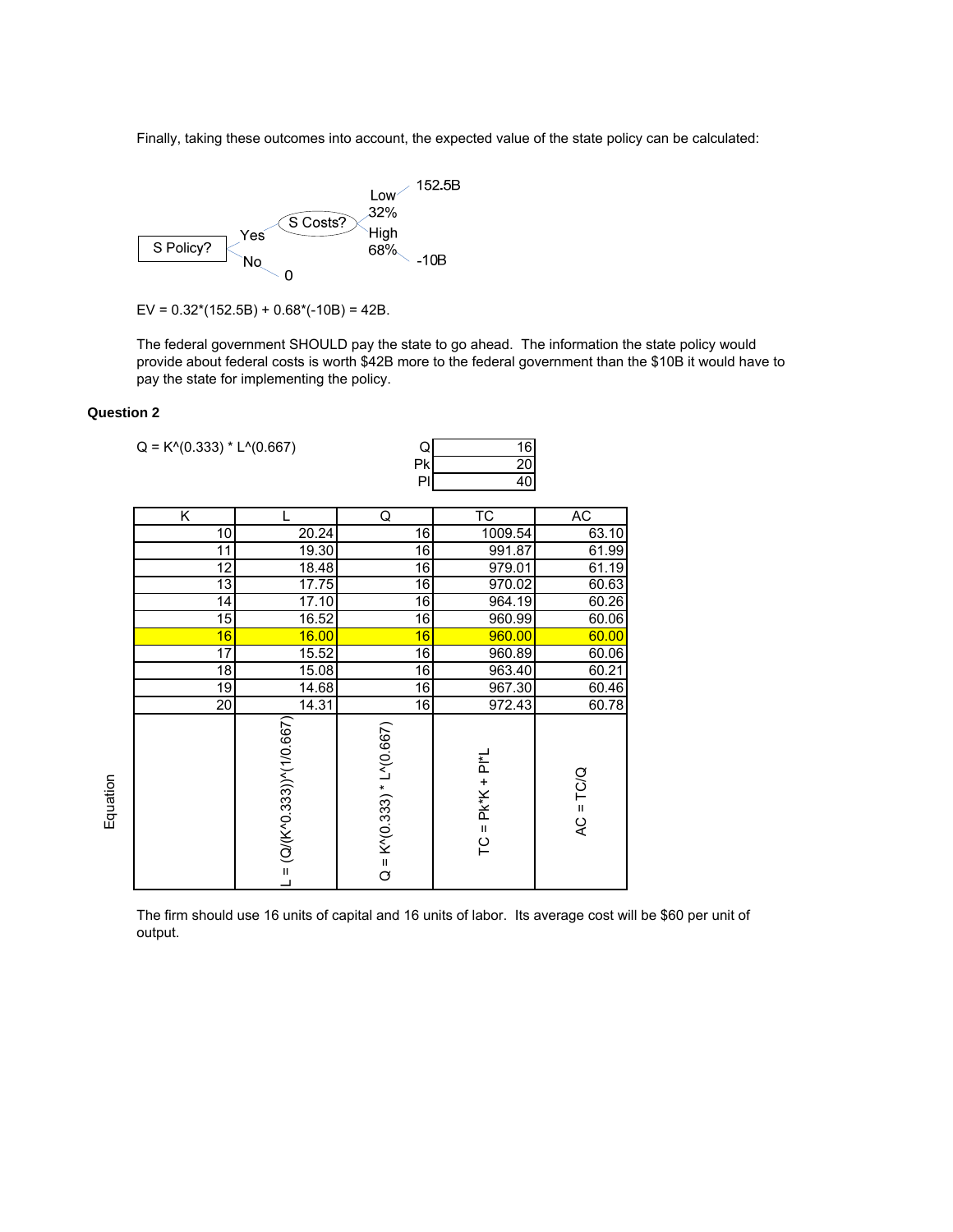Finally, taking these outcomes into account, the expected value of the state policy can be calculated:

```
                                    Low     152.5B
                                    32%
                    Yes   S Costs?
S Policy?                           High
                                    68%     -10B
                    No
                         0
```

EV = 0.32*(152.5B) + 0.68*(-10B) = 42B.

The federal government SHOULD pay the state to go ahead. The information the state policy would provide about federal costs is worth $42B more to the federal government than the $10B it would have to pay the state for implementing the policy.

**Question 2**

Q = K^(0.333) * L^(0.667)

| | |
|---|---|
| Q | 16 |
| Pk | 20 |
| Pl | 40 |

| | K | L | Q | TC | AC |
|---|---|---|---|---|---|
| | 10 | 20.24 | 16 | 1009.54 | 63.10 |
| | 11 | 19.30 | 16 | 991.87 | 61.99 |
| | 12 | 18.48 | 16 | 979.01 | 61.19 |
| | 13 | 17.75 | 16 | 970.02 | 60.63 |
| | 14 | 17.10 | 16 | 964.19 | 60.26 |
| | 15 | 16.52 | 16 | 960.99 | 60.06 |
| | 16 | 16.00 | 16 | 960.00 | 60.00 |
| | 17 | 15.52 | 16 | 960.89 | 60.06 |
| | 18 | 15.08 | 16 | 963.40 | 60.21 |
| | 19 | 14.68 | 16 | 967.30 | 60.46 |
| | 20 | 14.31 | 16 | 972.43 | 60.78 |
| Equation | | L = (Q/(K^0.333))^(1/0.667) | Q = K^(0.333) * L^(0.667) | TC = Pk*K + Pl*L | AC = TC/Q |

The firm should use 16 units of capital and 16 units of labor. Its average cost will be $60 per unit of output.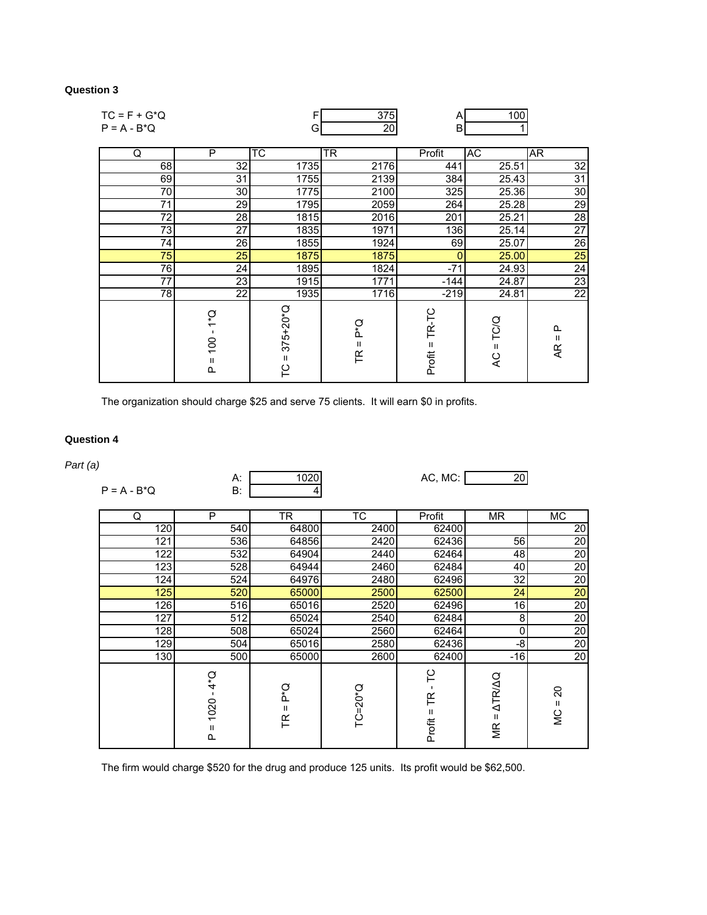**Question 3**

TC = F + G*Q &nbsp;&nbsp;&nbsp;&nbsp; F: 375 &nbsp;&nbsp;&nbsp;&nbsp; A: 100

P = A - B*Q &nbsp;&nbsp;&nbsp;&nbsp; G: 20 &nbsp;&nbsp;&nbsp;&nbsp; B: 1

| Q | P | TC | TR | Profit | AC | AR |
|---|---|---|---|---|---|---|
| 68 | 32 | 1735 | 2176 | 441 | 25.51 | 32 |
| 69 | 31 | 1755 | 2139 | 384 | 25.43 | 31 |
| 70 | 30 | 1775 | 2100 | 325 | 25.36 | 30 |
| 71 | 29 | 1795 | 2059 | 264 | 25.28 | 29 |
| 72 | 28 | 1815 | 2016 | 201 | 25.21 | 28 |
| 73 | 27 | 1835 | 1971 | 136 | 25.14 | 27 |
| 74 | 26 | 1855 | 1924 | 69 | 25.07 | 26 |
| 75 | 25 | 1875 | 1875 | 0 | 25.00 | 25 |
| 76 | 24 | 1895 | 1824 | -71 | 24.93 | 24 |
| 77 | 23 | 1915 | 1771 | -144 | 24.87 | 23 |
| 78 | 22 | 1935 | 1716 | -219 | 24.81 | 22 |
| | P = 100 - 1*Q | TC = 375+20*Q | TR = P*Q | Profit = TR-TC | AC = TC/Q | AR = P |

The organization should charge $25 and serve 75 clients. It will earn $0 in profits.

**Question 4**

*Part (a)*

P = A - B*Q &nbsp;&nbsp;&nbsp;&nbsp; A: 1020 &nbsp;&nbsp;&nbsp;&nbsp; B: 4 &nbsp;&nbsp;&nbsp;&nbsp; AC, MC: 20

| Q | P | TR | TC | Profit | MR | MC |
|---|---|---|---|---|---|---|
| 120 | 540 | 64800 | 2400 | 62400 | | 20 |
| 121 | 536 | 64856 | 2420 | 62436 | 56 | 20 |
| 122 | 532 | 64904 | 2440 | 62464 | 48 | 20 |
| 123 | 528 | 64944 | 2460 | 62484 | 40 | 20 |
| 124 | 524 | 64976 | 2480 | 62496 | 32 | 20 |
| 125 | 520 | 65000 | 2500 | 62500 | 24 | 20 |
| 126 | 516 | 65016 | 2520 | 62496 | 16 | 20 |
| 127 | 512 | 65024 | 2540 | 62484 | 8 | 20 |
| 128 | 508 | 65024 | 2560 | 62464 | 0 | 20 |
| 129 | 504 | 65016 | 2580 | 62436 | -8 | 20 |
| 130 | 500 | 65000 | 2600 | 62400 | -16 | 20 |
| | P = 1020 - 4*Q | TR = P*Q | TC=20*Q | Profit = TR - TC | MR = ΔTR/ΔQ | MC = 20 |

The firm would charge $520 for the drug and produce 125 units. Its profit would be $62,500.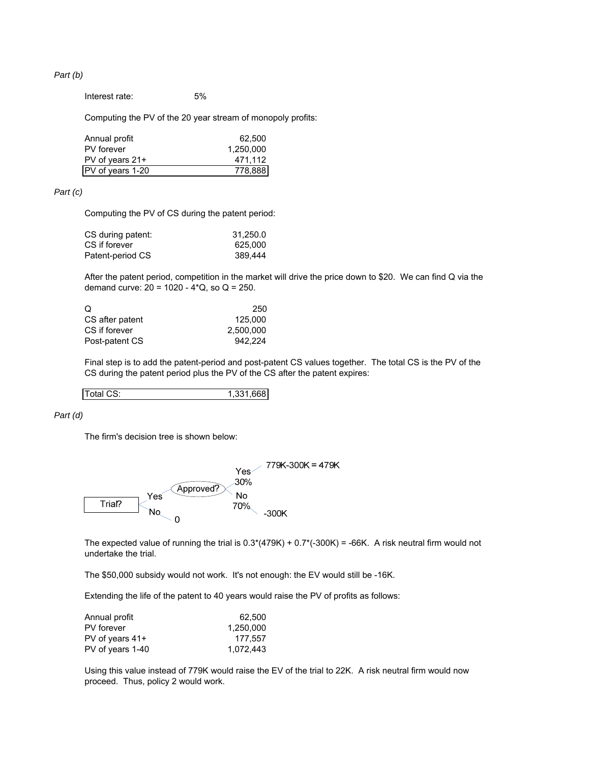*Part (b)*

Interest rate: 5%

Computing the PV of the 20 year stream of monopoly profits:

| | |
|---|---|
| Annual profit | 62,500 |
| PV forever | 1,250,000 |
| PV of years 21+ | 471,112 |
| PV of years 1-20 | 778,888 |

*Part (c)*

Computing the PV of CS during the patent period:

| | |
|---|---|
| CS during patent: | 31,250.0 |
| CS if forever | 625,000 |
| Patent-period CS | 389,444 |

After the patent period, competition in the market will drive the price down to $20. We can find Q via the demand curve: 20 = 1020 - 4*Q, so Q = 250.

| | |
|---|---|
| Q | 250 |
| CS after patent | 125,000 |
| CS if forever | 2,500,000 |
| Post-patent CS | 942,224 |

Final step is to add the patent-period and post-patent CS values together. The total CS is the PV of the CS during the patent period plus the PV of the CS after the patent expires:

| | |
|---|---|
| Total CS: | 1,331,668 |

*Part (d)*

The firm's decision tree is shown below:

Trial?
Yes
No
0
Approved?
Yes
30%
779K-300K = 479K
No
70%
-300K

The expected value of running the trial is 0.3*(479K) + 0.7*(-300K) = -66K. A risk neutral firm would not undertake the trial.

The $50,000 subsidy would not work. It's not enough: the EV would still be -16K.

Extending the life of the patent to 40 years would raise the PV of profits as follows:

| | |
|---|---|
| Annual profit | 62,500 |
| PV forever | 1,250,000 |
| PV of years 41+ | 177,557 |
| PV of years 1-40 | 1,072,443 |

Using this value instead of 779K would raise the EV of the trial to 22K. A risk neutral firm would now proceed. Thus, policy 2 would work.